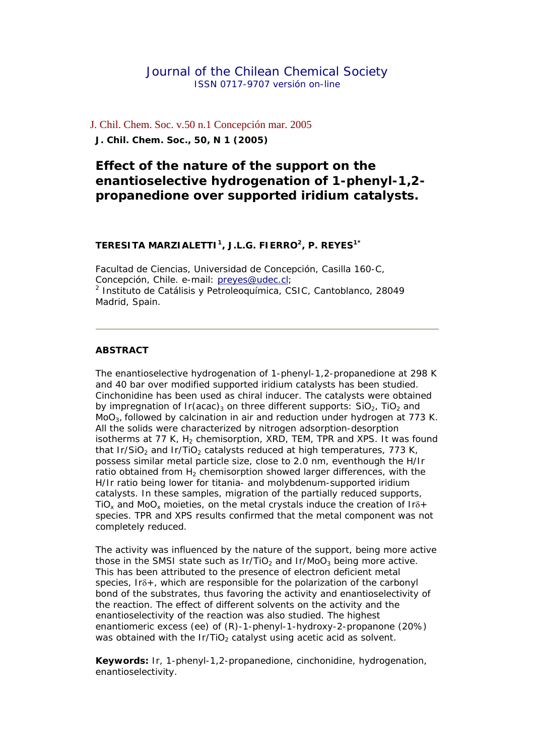Journal of the Chilean Chemical Society
ISSN 0717-9707 versión on-line

J. Chil. Chem. Soc. v.50 n.1 Concepción mar. 2005

**J. Chil. Chem. Soc., 50, N 1 (2005)**

# Effect of the nature of the support on the enantioselective hydrogenation of 1-phenyl-1,2-propanedione over supported iridium catalysts.

**TERESITA MARZIALETTI[1], J.L.G. FIERRO[2], P. REYES[1*]**

Facultad de Ciencias, Universidad de Concepción, Casilla 160-C, Concepción, Chile. e-mail: preyes@udec.cl;
[2] Instituto de Catálisis y Petroleoquímica, CSIC, Cantoblanco, 28049 Madrid, Spain.

---

## ABSTRACT

The enantioselective hydrogenation of 1-phenyl-1,2-propanedione at 298 K and 40 bar over modified supported iridium catalysts has been studied. Cinchonidine has been used as chiral inducer. The catalysts were obtained by impregnation of $Ir(acac)_3$ on three different supports: $SiO_2$, $TiO_2$ and $MoO_3$, followed by calcination in air and reduction under hydrogen at 773 K. All the solids were characterized by nitrogen adsorption-desorption isotherms at 77 K, $H_2$ chemisorption, XRD, TEM, TPR and XPS. It was found that $Ir/SiO_2$ and $Ir/TiO_2$ catalysts reduced at high temperatures, 773 K, possess similar metal particle size, close to 2.0 nm, eventhough the H/Ir ratio obtained from $H_2$ chemisorption showed larger differences, with the H/Ir ratio being lower for titania- and molybdenum-supported iridium catalysts. In these samples, migration of the partially reduced supports, $TiO_x$ and $MoO_x$ moieties, on the metal crystals induce the creation of $Ir^{\delta+}$ species. TPR and XPS results confirmed that the metal component was not completely reduced.

The activity was influenced by the nature of the support, being more active those in the SMSI state such as $Ir/TiO_2$ and $Ir/MoO_3$ being more active. This has been attributed to the presence of electron deficient metal species, $Ir^{\delta+}$, which are responsible for the polarization of the carbonyl bond of the substrates, thus favoring the activity and enantioselectivity of the reaction. The effect of different solvents on the activity and the enantioselectivity of the reaction was also studied. The highest enantiomeric excess (ee) of (R)-1-phenyl-1-hydroxy-2-propanone (20%) was obtained with the $Ir/TiO_2$ catalyst using acetic acid as solvent.

**Keywords:** Ir, 1-phenyl-1,2-propanedione, cinchonidine, hydrogenation, enantioselectivity.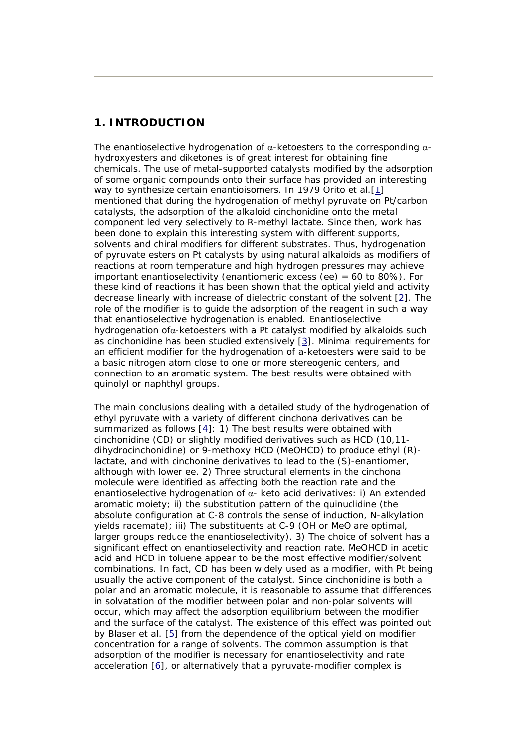## 1. INTRODUCTION

The enantioselective hydrogenation of α-ketoesters to the corresponding α-hydroxyesters and diketones is of great interest for obtaining fine chemicals. The use of metal-supported catalysts modified by the adsorption of some organic compounds onto their surface has provided an interesting way to synthesize certain enantioisomers. In 1979 Orito et al.[1] mentioned that during the hydrogenation of methyl pyruvate on Pt/carbon catalysts, the adsorption of the alkaloid cinchonidine onto the metal component led very selectively to R-methyl lactate. Since then, work has been done to explain this interesting system with different supports, solvents and chiral modifiers for different substrates. Thus, hydrogenation of pyruvate esters on Pt catalysts by using natural alkaloids as modifiers of reactions at room temperature and high hydrogen pressures may achieve important enantioselectivity (enantiomeric excess (ee) = 60 to 80%). For these kind of reactions it has been shown that the optical yield and activity decrease linearly with increase of dielectric constant of the solvent [2]. The role of the modifier is to guide the adsorption of the reagent in such a way that enantioselective hydrogenation is enabled. Enantioselective hydrogenation ofα-ketoesters with a Pt catalyst modified by alkaloids such as cinchonidine has been studied extensively [3]. Minimal requirements for an efficient modifier for the hydrogenation of a-ketoesters were said to be a basic nitrogen atom close to one or more stereogenic centers, and connection to an aromatic system. The best results were obtained with quinolyl or naphthyl groups.

The main conclusions dealing with a detailed study of the hydrogenation of ethyl pyruvate with a variety of different cinchona derivatives can be summarized as follows [4]: 1) The best results were obtained with cinchonidine (CD) or slightly modified derivatives such as HCD (10,11-dihydrocinchonidine) or 9-methoxy HCD (MeOHCD) to produce ethyl (R)-lactate, and with cinchonine derivatives to lead to the (S)-enantiomer, although with lower ee. 2) Three structural elements in the cinchona molecule were identified as affecting both the reaction rate and the enantioselective hydrogenation of α- keto acid derivatives: i) An extended aromatic moiety; ii) the substitution pattern of the quinuclidine (the absolute configuration at C-8 controls the sense of induction, N-alkylation yields racemate); iii) The substituents at C-9 (OH or MeO are optimal, larger groups reduce the enantioselectivity). 3) The choice of solvent has a significant effect on enantioselectivity and reaction rate. MeOHCD in acetic acid and HCD in toluene appear to be the most effective modifier/solvent combinations. In fact, CD has been widely used as a modifier, with Pt being usually the active component of the catalyst. Since cinchonidine is both a polar and an aromatic molecule, it is reasonable to assume that differences in solvatation of the modifier between polar and non-polar solvents will occur, which may affect the adsorption equilibrium between the modifier and the surface of the catalyst. The existence of this effect was pointed out by Blaser et al. [5] from the dependence of the optical yield on modifier concentration for a range of solvents. The common assumption is that adsorption of the modifier is necessary for enantioselectivity and rate acceleration [6], or alternatively that a pyruvate-modifier complex is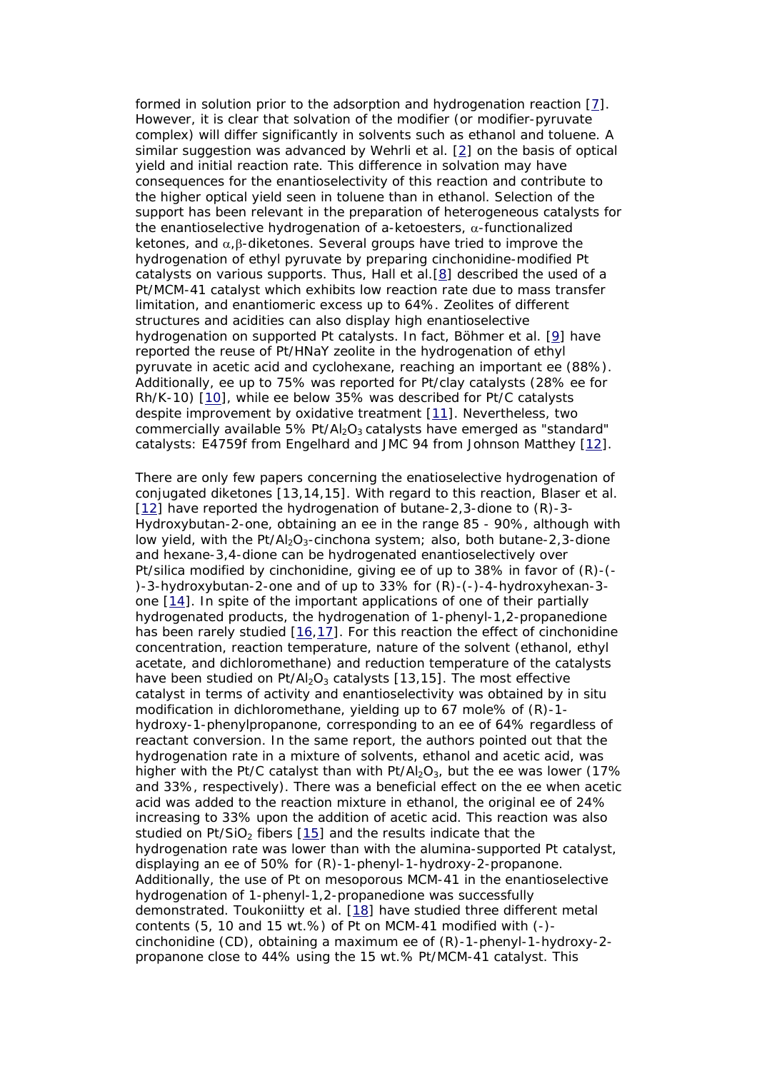formed in solution prior to the adsorption and hydrogenation reaction [7]. However, it is clear that solvation of the modifier (or modifier-pyruvate complex) will differ significantly in solvents such as ethanol and toluene. A similar suggestion was advanced by Wehrli et al. [2] on the basis of optical yield and initial reaction rate. This difference in solvation may have consequences for the enantioselectivity of this reaction and contribute to the higher optical yield seen in toluene than in ethanol. Selection of the support has been relevant in the preparation of heterogeneous catalysts for the enantioselective hydrogenation of a-ketoesters, α-functionalized ketones, and α,β-diketones. Several groups have tried to improve the hydrogenation of ethyl pyruvate by preparing cinchonidine-modified Pt catalysts on various supports. Thus, Hall et al.[8] described the used of a Pt/MCM-41 catalyst which exhibits low reaction rate due to mass transfer limitation, and enantiomeric excess up to 64%. Zeolites of different structures and acidities can also display high enantioselective hydrogenation on supported Pt catalysts. In fact, Böhmer et al. [9] have reported the reuse of Pt/HNaY zeolite in the hydrogenation of ethyl pyruvate in acetic acid and cyclohexane, reaching an important ee (88%). Additionally, ee up to 75% was reported for Pt/clay catalysts (28% ee for Rh/K-10) [10], while ee below 35% was described for Pt/C catalysts despite improvement by oxidative treatment [11]. Nevertheless, two commercially available 5% Pt/$Al_2O_3$ catalysts have emerged as "standard" catalysts: E4759f from Engelhard and JMC 94 from Johnson Matthey [12].

There are only few papers concerning the enatioselective hydrogenation of conjugated diketones [13,14,15]. With regard to this reaction, Blaser et al. [12] have reported the hydrogenation of butane-2,3-dione to (R)-3-Hydroxybutan-2-one, obtaining an ee in the range 85 - 90%, although with low yield, with the Pt/$Al_2O_3$-cinchona system; also, both butane-2,3-dione and hexane-3,4-dione can be hydrogenated enantioselectively over Pt/silica modified by cinchonidine, giving ee of up to 38% in favor of (R)-(-)-3-hydroxybutan-2-one and of up to 33% for (R)-(-)-4-hydroxyhexan-3-one [14]. In spite of the important applications of one of their partially hydrogenated products, the hydrogenation of 1-phenyl-1,2-propanedione has been rarely studied [16,17]. For this reaction the effect of cinchonidine concentration, reaction temperature, nature of the solvent (ethanol, ethyl acetate, and dichloromethane) and reduction temperature of the catalysts have been studied on Pt/$Al_2O_3$ catalysts [13,15]. The most effective catalyst in terms of activity and enantioselectivity was obtained by in situ modification in dichloromethane, yielding up to 67 mole% of (R)-1-hydroxy-1-phenylpropanone, corresponding to an ee of 64% regardless of reactant conversion. In the same report, the authors pointed out that the hydrogenation rate in a mixture of solvents, ethanol and acetic acid, was higher with the Pt/C catalyst than with Pt/$Al_2O_3$, but the ee was lower (17% and 33%, respectively). There was a beneficial effect on the ee when acetic acid was added to the reaction mixture in ethanol, the original ee of 24% increasing to 33% upon the addition of acetic acid. This reaction was also studied on Pt/$SiO_2$ fibers [15] and the results indicate that the hydrogenation rate was lower than with the alumina-supported Pt catalyst, displaying an ee of 50% for (R)-1-phenyl-1-hydroxy-2-propanone. Additionally, the use of Pt on mesoporous MCM-41 in the enantioselective hydrogenation of 1-phenyl-1,2-propanedione was successfully demonstrated. Toukoniitty et al. [18] have studied three different metal contents (5, 10 and 15 wt.%) of Pt on MCM-41 modified with (-)-cinchonidine (CD), obtaining a maximum ee of (R)-1-phenyl-1-hydroxy-2-propanone close to 44% using the 15 wt.% Pt/MCM-41 catalyst. This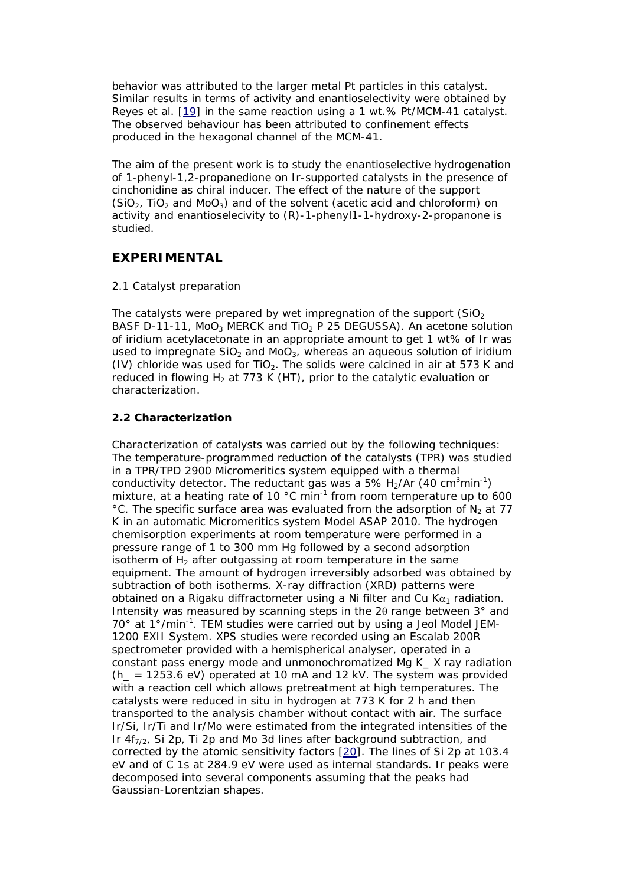behavior was attributed to the larger metal Pt particles in this catalyst. Similar results in terms of activity and enantioselectivity were obtained by Reyes et al. [19] in the same reaction using a 1 wt.% Pt/MCM-41 catalyst. The observed behaviour has been attributed to confinement effects produced in the hexagonal channel of the MCM-41.

The aim of the present work is to study the enantioselective hydrogenation of 1-phenyl-1,2-propanedione on Ir-supported catalysts in the presence of cinchonidine as chiral inducer. The effect of the nature of the support ($SiO_2$, $TiO_2$ and $MoO_3$) and of the solvent (acetic acid and chloroform) on activity and enantioselecivity to (R)-1-phenyl1-1-hydroxy-2-propanone is studied.

## EXPERIMENTAL

2.1 Catalyst preparation

The catalysts were prepared by wet impregnation of the support ($SiO_2$ BASF D-11-11, $MoO_3$ MERCK and $TiO_2$ P 25 DEGUSSA). An acetone solution of iridium acetylacetonate in an appropriate amount to get 1 wt% of Ir was used to impregnate $SiO_2$ and $MoO_3$, whereas an aqueous solution of iridium (IV) chloride was used for $TiO_2$. The solids were calcined in air at 573 K and reduced in flowing $H_2$ at 773 K (HT), prior to the catalytic evaluation or characterization.

### 2.2 Characterization

Characterization of catalysts was carried out by the following techniques: The temperature-programmed reduction of the catalysts (TPR) was studied in a TPR/TPD 2900 Micromeritics system equipped with a thermal conductivity detector. The reductant gas was a 5% $H_2$/Ar (40 $cm^3 min^{-1}$) mixture, at a heating rate of 10 °C $min^{-1}$ from room temperature up to 600 °C. The specific surface area was evaluated from the adsorption of $N_2$ at 77 K in an automatic Micromeritics system Model ASAP 2010. The hydrogen chemisorption experiments at room temperature were performed in a pressure range of 1 to 300 mm Hg followed by a second adsorption isotherm of $H_2$ after outgassing at room temperature in the same equipment. The amount of hydrogen irreversibly adsorbed was obtained by subtraction of both isotherms. X-ray diffraction (XRD) patterns were obtained on a Rigaku diffractometer using a Ni filter and Cu $K\alpha_1$ radiation. Intensity was measured by scanning steps in the $2\theta$ range between 3° and 70° at 1°/$min^{-1}$. TEM studies were carried out by using a Jeol Model JEM-1200 EXII System. XPS studies were recorded using an Escalab 200R spectrometer provided with a hemispherical analyser, operated in a constant pass energy mode and unmonochromatized Mg K_ X ray radiation (h_ = 1253.6 eV) operated at 10 mA and 12 kV. The system was provided with a reaction cell which allows pretreatment at high temperatures. The catalysts were reduced in situ in hydrogen at 773 K for 2 h and then transported to the analysis chamber without contact with air. The surface Ir/Si, Ir/Ti and Ir/Mo were estimated from the integrated intensities of the Ir $4f_{7/2}$, Si 2p, Ti 2p and Mo 3d lines after background subtraction, and corrected by the atomic sensitivity factors [20]. The lines of Si 2p at 103.4 eV and of C 1s at 284.9 eV were used as internal standards. Ir peaks were decomposed into several components assuming that the peaks had Gaussian-Lorentzian shapes.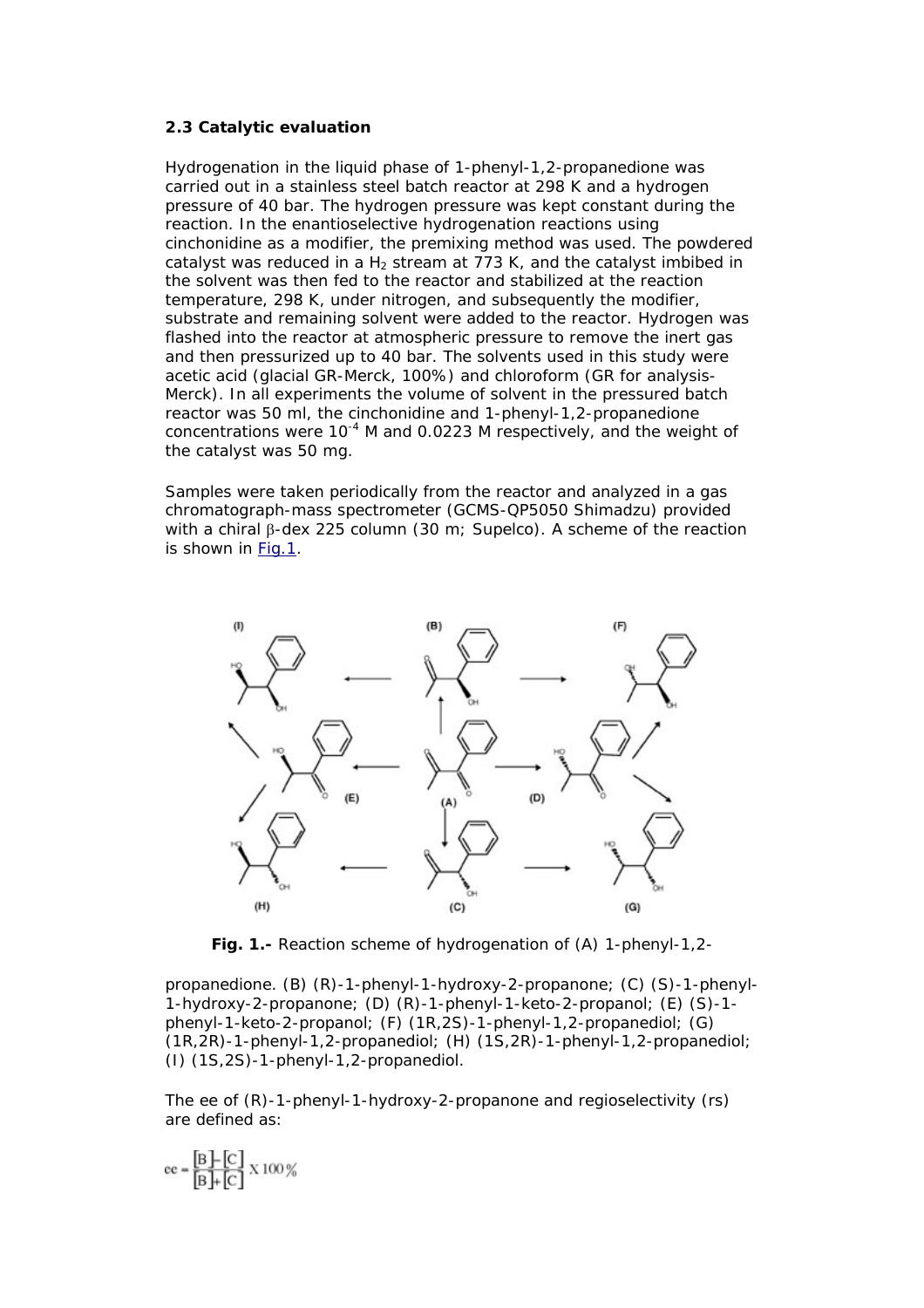### 2.3 Catalytic evaluation

Hydrogenation in the liquid phase of 1-phenyl-1,2-propanedione was carried out in a stainless steel batch reactor at 298 K and a hydrogen pressure of 40 bar. The hydrogen pressure was kept constant during the reaction. In the enantioselective hydrogenation reactions using cinchonidine as a modifier, the premixing method was used. The powdered catalyst was reduced in a $H_2$ stream at 773 K, and the catalyst imbibed in the solvent was then fed to the reactor and stabilized at the reaction temperature, 298 K, under nitrogen, and subsequently the modifier, substrate and remaining solvent were added to the reactor. Hydrogen was flashed into the reactor at atmospheric pressure to remove the inert gas and then pressurized up to 40 bar. The solvents used in this study were acetic acid (glacial GR-Merck, 100%) and chloroform (GR for analysis-Merck). In all experiments the volume of solvent in the pressured batch reactor was 50 ml, the cinchonidine and 1-phenyl-1,2-propanedione concentrations were $10^{-4}$ M and 0.0223 M respectively, and the weight of the catalyst was 50 mg.

Samples were taken periodically from the reactor and analyzed in a gas chromatograph-mass spectrometer (GCMS-QP5050 Shimadzu) provided with a chiral β-dex 225 column (30 m; Supelco). A scheme of the reaction is shown in Fig.1.

**Fig. 1.-** Reaction scheme of hydrogenation of (A) 1-phenyl-1,2-propanedione. (B) (R)-1-phenyl-1-hydroxy-2-propanone; (C) (S)-1-phenyl-1-hydroxy-2-propanone; (D) (R)-1-phenyl-1-keto-2-propanol; (E) (S)-1-phenyl-1-keto-2-propanol; (F) (1R,2S)-1-phenyl-1,2-propanediol; (G) (1R,2R)-1-phenyl-1,2-propanediol; (H) (1S,2R)-1-phenyl-1,2-propanediol; (I) (1S,2S)-1-phenyl-1,2-propanediol.

The ee of (R)-1-phenyl-1-hydroxy-2-propanone and regioselectivity (rs) are defined as:

$$ee = \frac{[B]-[C]}{[B]+[C]} \times 100\,\%$$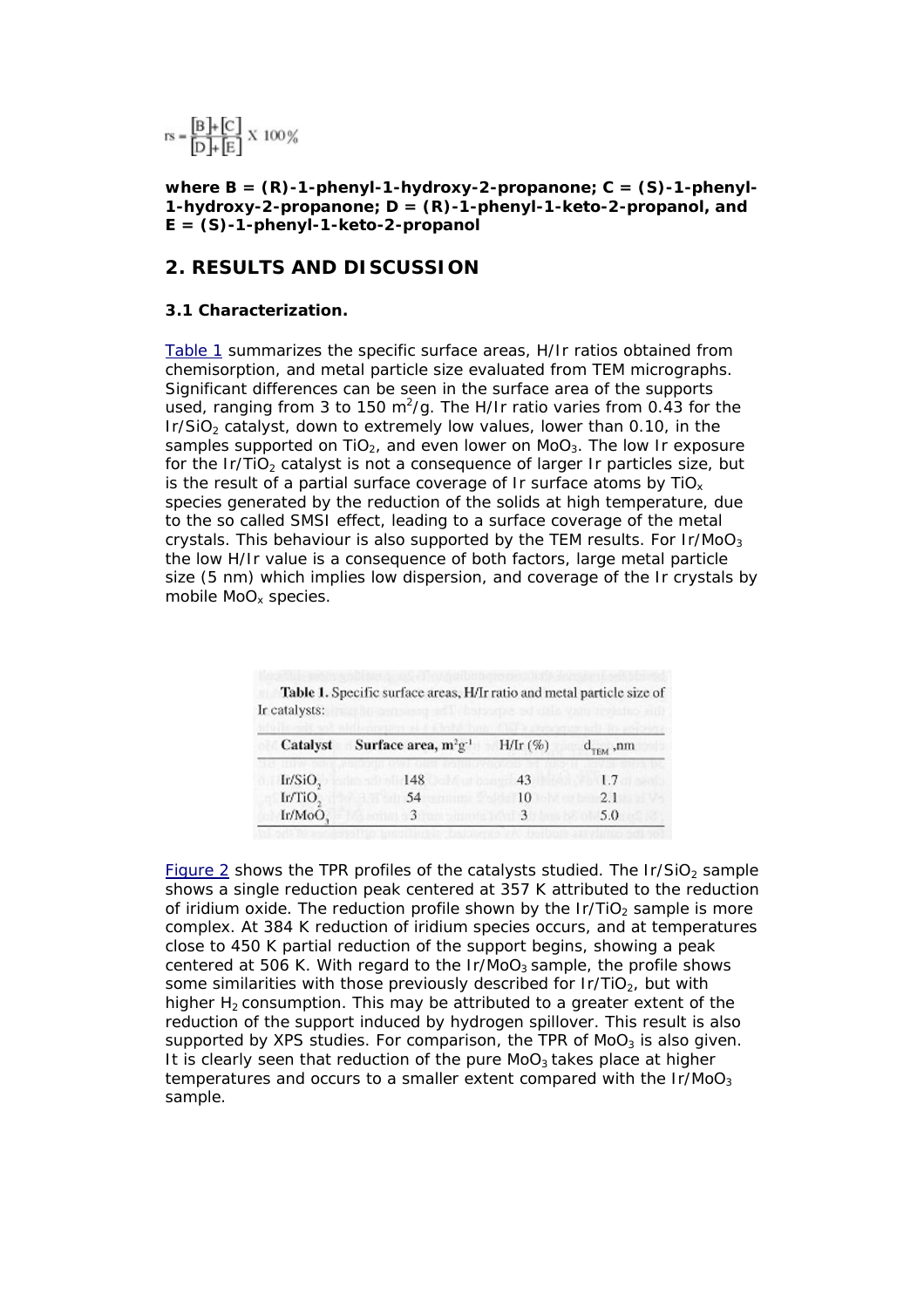$$rs = \frac{[B]+[C]}{[D]+[E]} \times 100\%$$

**where B = (R)-1-phenyl-1-hydroxy-2-propanone; C = (S)-1-phenyl-1-hydroxy-2-propanone; D = (R)-1-phenyl-1-keto-2-propanol, and E = (S)-1-phenyl-1-keto-2-propanol**

## 2. RESULTS AND DISCUSSION

### 3.1 Characterization.

Table 1 summarizes the specific surface areas, H/Ir ratios obtained from chemisorption, and metal particle size evaluated from TEM micrographs. Significant differences can be seen in the surface area of the supports used, ranging from 3 to 150 $m^2/g$. The H/Ir ratio varies from 0.43 for the $Ir/SiO_2$ catalyst, down to extremely low values, lower than 0.10, in the samples supported on $TiO_2$, and even lower on $MoO_3$. The low Ir exposure for the $Ir/TiO_2$ catalyst is not a consequence of larger Ir particles size, but is the result of a partial surface coverage of Ir surface atoms by $TiO_x$ species generated by the reduction of the solids at high temperature, due to the so called SMSI effect, leading to a surface coverage of the metal crystals. This behaviour is also supported by the TEM results. For $Ir/MoO_3$ the low H/Ir value is a consequence of both factors, large metal particle size (5 nm) which implies low dispersion, and coverage of the Ir crystals by mobile $MoO_x$ species.

**Table 1.** Specific surface areas, H/Ir ratio and metal particle size of Ir catalysts:

| Catalyst | Surface area, $m^2g^{-1}$ | H/Ir (%) | $d_{TEM}$, nm |
|---|---|---|---|
| $Ir/SiO_2$ | 148 | 43 | 1.7 |
| $Ir/TiO_2$ | 54 | 10 | 2.1 |
| $Ir/MoO_3$ | 3 | 3 | 5.0 |

Figure 2 shows the TPR profiles of the catalysts studied. The $Ir/SiO_2$ sample shows a single reduction peak centered at 357 K attributed to the reduction of iridium oxide. The reduction profile shown by the $Ir/TiO_2$ sample is more complex. At 384 K reduction of iridium species occurs, and at temperatures close to 450 K partial reduction of the support begins, showing a peak centered at 506 K. With regard to the $Ir/MoO_3$ sample, the profile shows some similarities with those previously described for $Ir/TiO_2$, but with higher $H_2$ consumption. This may be attributed to a greater extent of the reduction of the support induced by hydrogen spillover. This result is also supported by XPS studies. For comparison, the TPR of $MoO_3$ is also given. It is clearly seen that reduction of the pure $MoO_3$ takes place at higher temperatures and occurs to a smaller extent compared with the $Ir/MoO_3$ sample.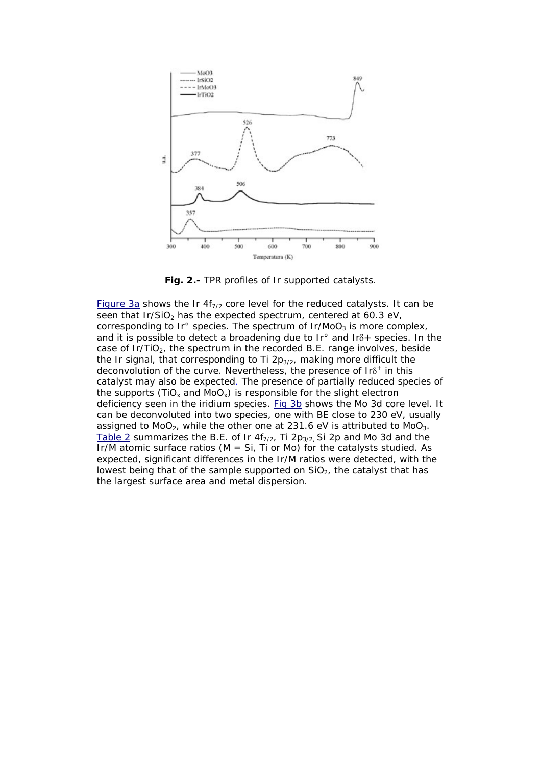**Fig. 2.-** TPR profiles of Ir supported catalysts.

Figure 3a shows the Ir $4f_{7/2}$ core level for the reduced catalysts. It can be seen that $Ir/SiO_2$ has the expected spectrum, centered at 60.3 eV, corresponding to Ir° species. The spectrum of $Ir/MoO_3$ is more complex, and it is possible to detect a broadening due to Ir° and $Ir\delta+$ species. In the case of $Ir/TiO_2$, the spectrum in the recorded B.E. range involves, beside the Ir signal, that corresponding to Ti $2p_{3/2}$, making more difficult the deconvolution of the curve. Nevertheless, the presence of $Ir^{\delta+}$ in this catalyst may also be expected. The presence of partially reduced species of the supports ($TiO_x$ and $MoO_x$) is responsible for the slight electron deficiency seen in the iridium species. Fig 3b shows the Mo 3d core level. It can be deconvoluted into two species, one with BE close to 230 eV, usually assigned to $MoO_2$, while the other one at 231.6 eV is attributed to $MoO_3$. Table 2 summarizes the B.E. of Ir $4f_{7/2}$, Ti $2p_{3/2}$, Si 2p and Mo 3d and the Ir/M atomic surface ratios (M = Si, Ti or Mo) for the catalysts studied. As expected, significant differences in the Ir/M ratios were detected, with the lowest being that of the sample supported on $SiO_2$, the catalyst that has the largest surface area and metal dispersion.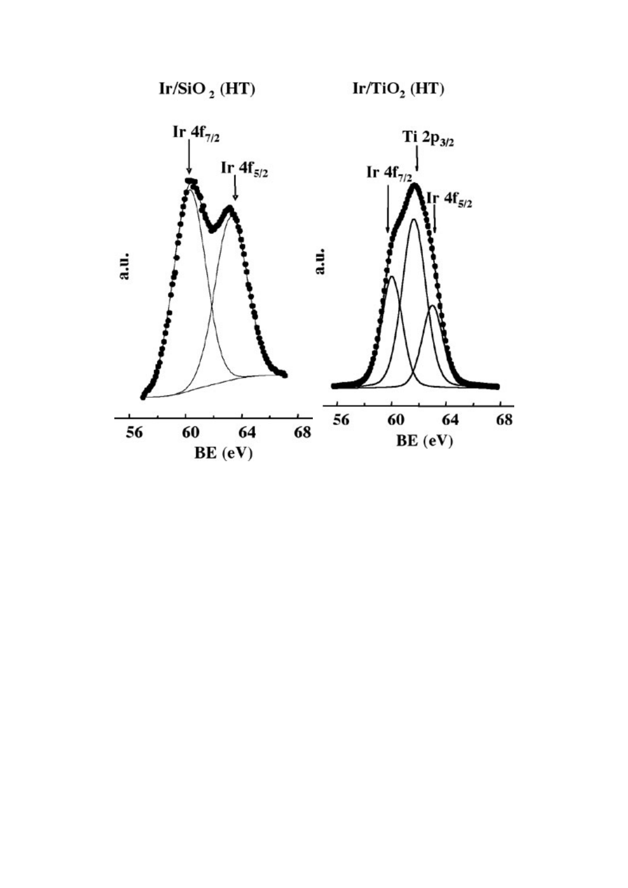**Ir/SiO$_2$ (HT)**

Ir 4f$_{7/2}$

Ir 4f$_{5/2}$

a.u.

56 60 64 68

BE (eV)

**Ir/TiO$_2$ (HT)**

Ti 2p$_{3/2}$

Ir 4f$_{7/2}$

Ir 4f$_{5/2}$

a.u.

56 60 64 68

BE (eV)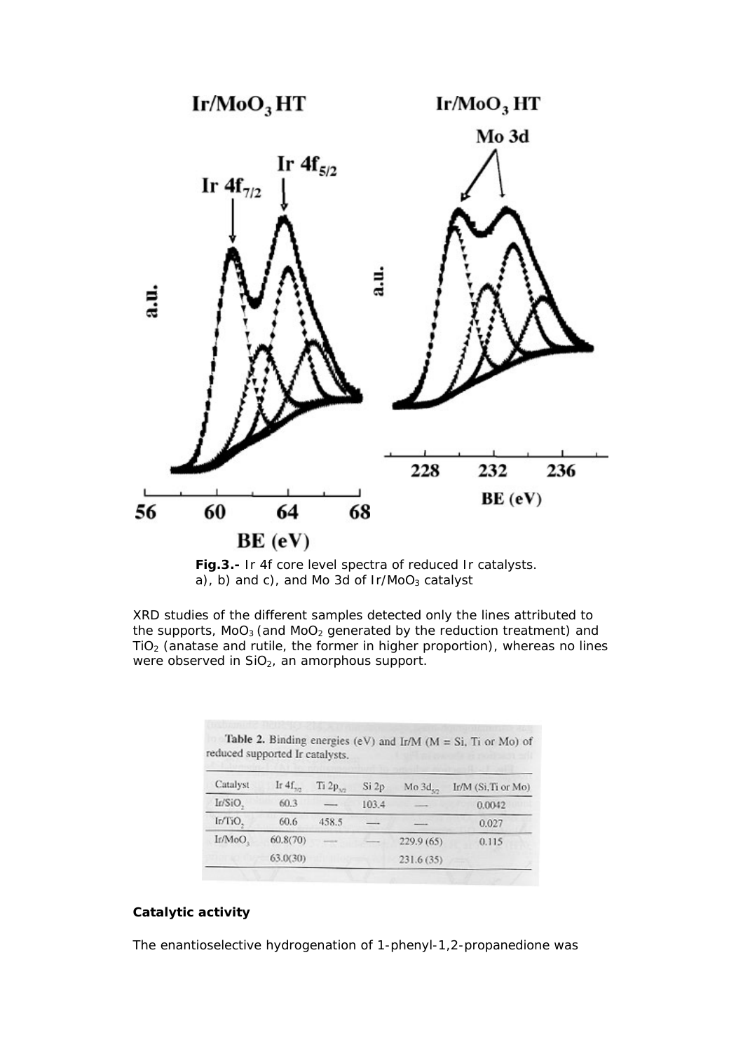Fig.3.- Ir 4f core level spectra of reduced Ir catalysts. a), b) and c), and Mo 3d of $Ir/MoO_3$ catalyst

XRD studies of the different samples detected only the lines attributed to the supports, $MoO_3$ (and $MoO_2$ generated by the reduction treatment) and $TiO_2$ (anatase and rutile, the former in higher proportion), whereas no lines were observed in $SiO_2$, an amorphous support.

**Table 2.** Binding energies (eV) and Ir/M (M = Si, Ti or Mo) of reduced supported Ir catalysts.

| Catalyst | Ir $4f_{7/2}$ | Ti $2p_{3/2}$ | Si 2p | Mo $3d_{5/2}$ | Ir/M (Si,Ti or Mo) |
|---|---|---|---|---|---|
| $Ir/SiO_2$ | 60.3 | — | 103.4 | — | 0.0042 |
| $Ir/TiO_2$ | 60.6 | 458.5 | — | — | 0.027 |
| $Ir/MoO_3$ | 60.8(70) | — | — | 229.9 (65) | 0.115 |
| | 63.0(30) | | | 231.6 (35) | |

**Catalytic activity**

The enantioselective hydrogenation of 1-phenyl-1,2-propanedione was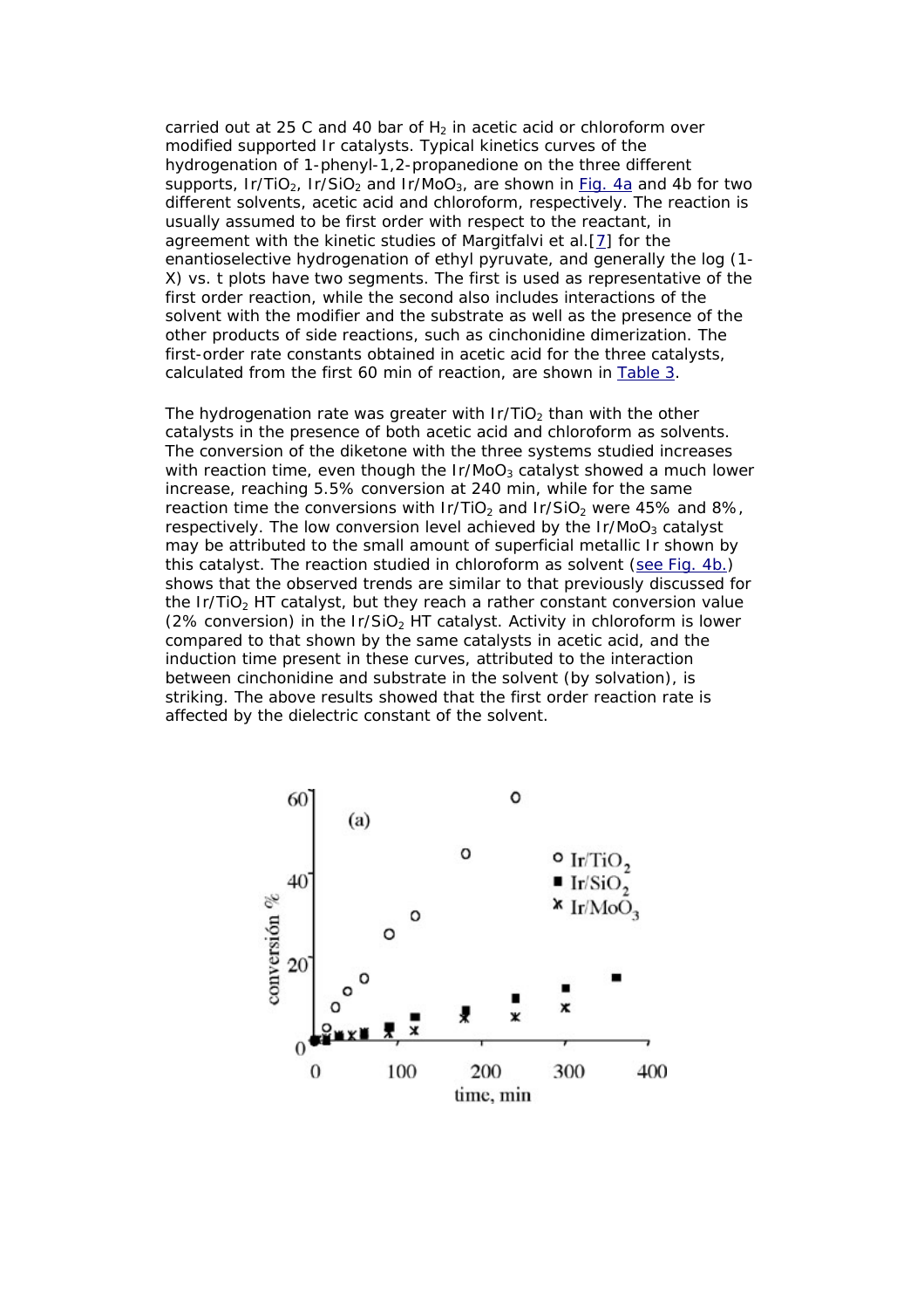carried out at 25 C and 40 bar of $H_2$ in acetic acid or chloroform over modified supported Ir catalysts. Typical kinetics curves of the hydrogenation of 1-phenyl-1,2-propanedione on the three different supports, $Ir/TiO_2$, $Ir/SiO_2$ and $Ir/MoO_3$, are shown in Fig. 4a and 4b for two different solvents, acetic acid and chloroform, respectively. The reaction is usually assumed to be first order with respect to the reactant, in agreement with the kinetic studies of Margitfalvi et al.[7] for the enantioselective hydrogenation of ethyl pyruvate, and generally the log (1-X) vs. t plots have two segments. The first is used as representative of the first order reaction, while the second also includes interactions of the solvent with the modifier and the substrate as well as the presence of the other products of side reactions, such as cinchonidine dimerization. The first-order rate constants obtained in acetic acid for the three catalysts, calculated from the first 60 min of reaction, are shown in Table 3.

The hydrogenation rate was greater with $Ir/TiO_2$ than with the other catalysts in the presence of both acetic acid and chloroform as solvents. The conversion of the diketone with the three systems studied increases with reaction time, even though the $Ir/MoO_3$ catalyst showed a much lower increase, reaching 5.5% conversion at 240 min, while for the same reaction time the conversions with $Ir/TiO_2$ and $Ir/SiO_2$ were 45% and 8%, respectively. The low conversion level achieved by the $Ir/MoO_3$ catalyst may be attributed to the small amount of superficial metallic Ir shown by this catalyst. The reaction studied in chloroform as solvent (see Fig. 4b.) shows that the observed trends are similar to that previously discussed for the $Ir/TiO_2$ HT catalyst, but they reach a rather constant conversion value (2% conversion) in the $Ir/SiO_2$ HT catalyst. Activity in chloroform is lower compared to that shown by the same catalysts in acetic acid, and the induction time present in these curves, attributed to the interaction between cinchonidine and substrate in the solvent (by solvation), is striking. The above results showed that the first order reaction rate is affected by the dielectric constant of the solvent.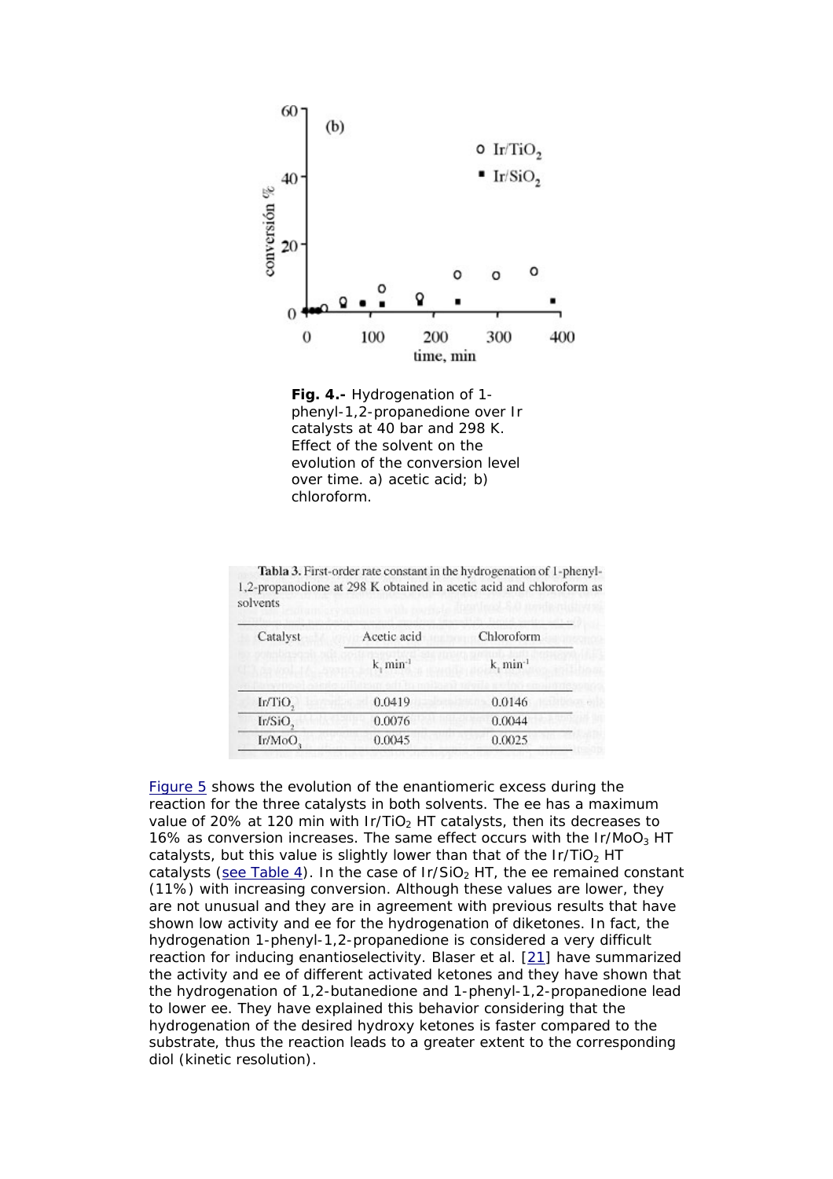**Fig. 4.-** Hydrogenation of 1-phenyl-1,2-propanedione over Ir catalysts at 40 bar and 298 K. Effect of the solvent on the evolution of the conversion level over time. a) acetic acid; b) chloroform.

**Tabla 3.** First-order rate constant in the hydrogenation of 1-phenyl-1,2-propanodione at 298 K obtained in acetic acid and chloroform as solvents

| Catalyst | Acetic acid | Chloroform |
|---|---|---|
| | $k_1$ min$^{-1}$ | $k_1$ min$^{-1}$ |
| $Ir/TiO_2$ | 0.0419 | 0.0146 |
| $Ir/SiO_2$ | 0.0076 | 0.0044 |
| $Ir/MoO_3$ | 0.0045 | 0.0025 |

Figure 5 shows the evolution of the enantiomeric excess during the reaction for the three catalysts in both solvents. The ee has a maximum value of 20% at 120 min with $Ir/TiO_2$ HT catalysts, then its decreases to 16% as conversion increases. The same effect occurs with the $Ir/MoO_3$ HT catalysts, but this value is slightly lower than that of the $Ir/TiO_2$ HT catalysts (see Table 4). In the case of $Ir/SiO_2$ HT, the ee remained constant (11%) with increasing conversion. Although these values are lower, they are not unusual and they are in agreement with previous results that have shown low activity and ee for the hydrogenation of diketones. In fact, the hydrogenation 1-phenyl-1,2-propanedione is considered a very difficult reaction for inducing enantioselectivity. Blaser et al. [21] have summarized the activity and ee of different activated ketones and they have shown that the hydrogenation of 1,2-butanedione and 1-phenyl-1,2-propanedione lead to lower ee. They have explained this behavior considering that the hydrogenation of the desired hydroxy ketones is faster compared to the substrate, thus the reaction leads to a greater extent to the corresponding diol (kinetic resolution).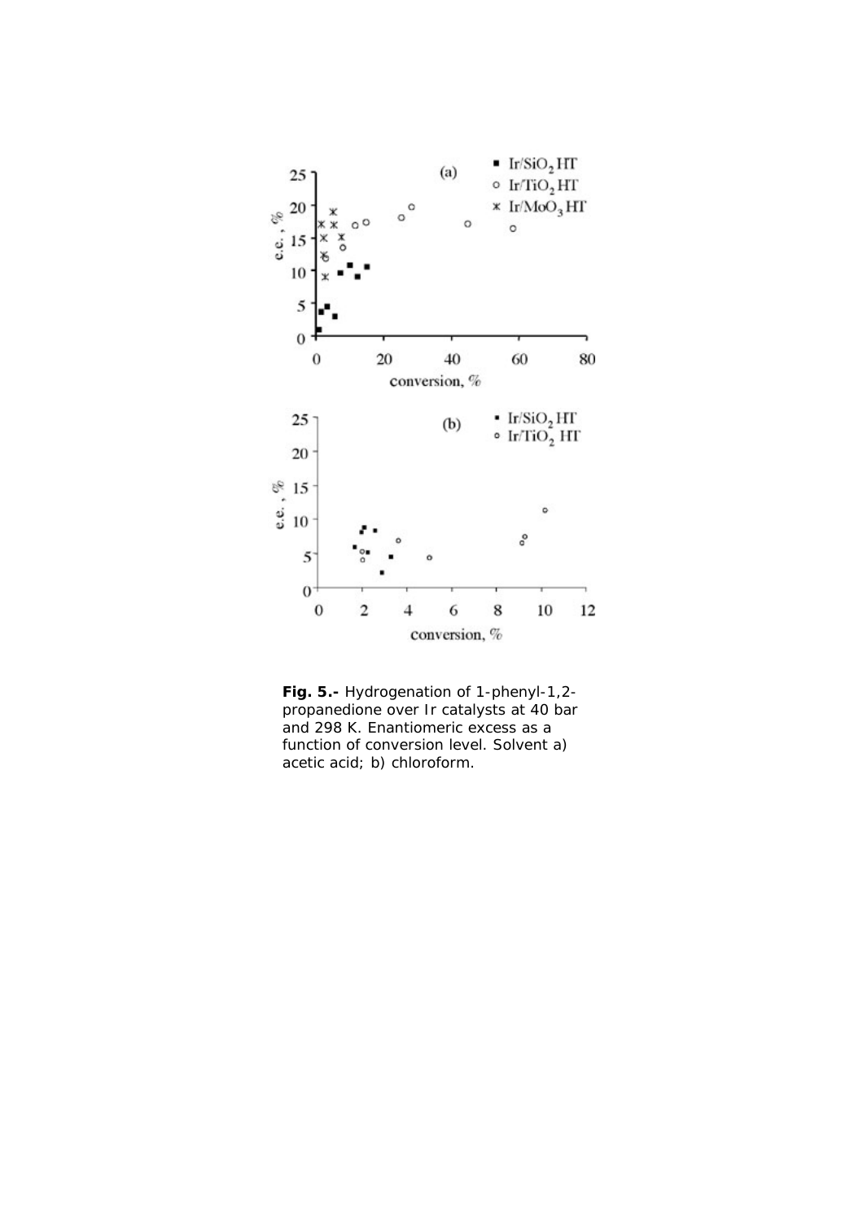**Fig. 5.-** Hydrogenation of 1-phenyl-1,2-propanedione over Ir catalysts at 40 bar and 298 K. Enantiomeric excess as a function of conversion level. Solvent a) acetic acid; b) chloroform.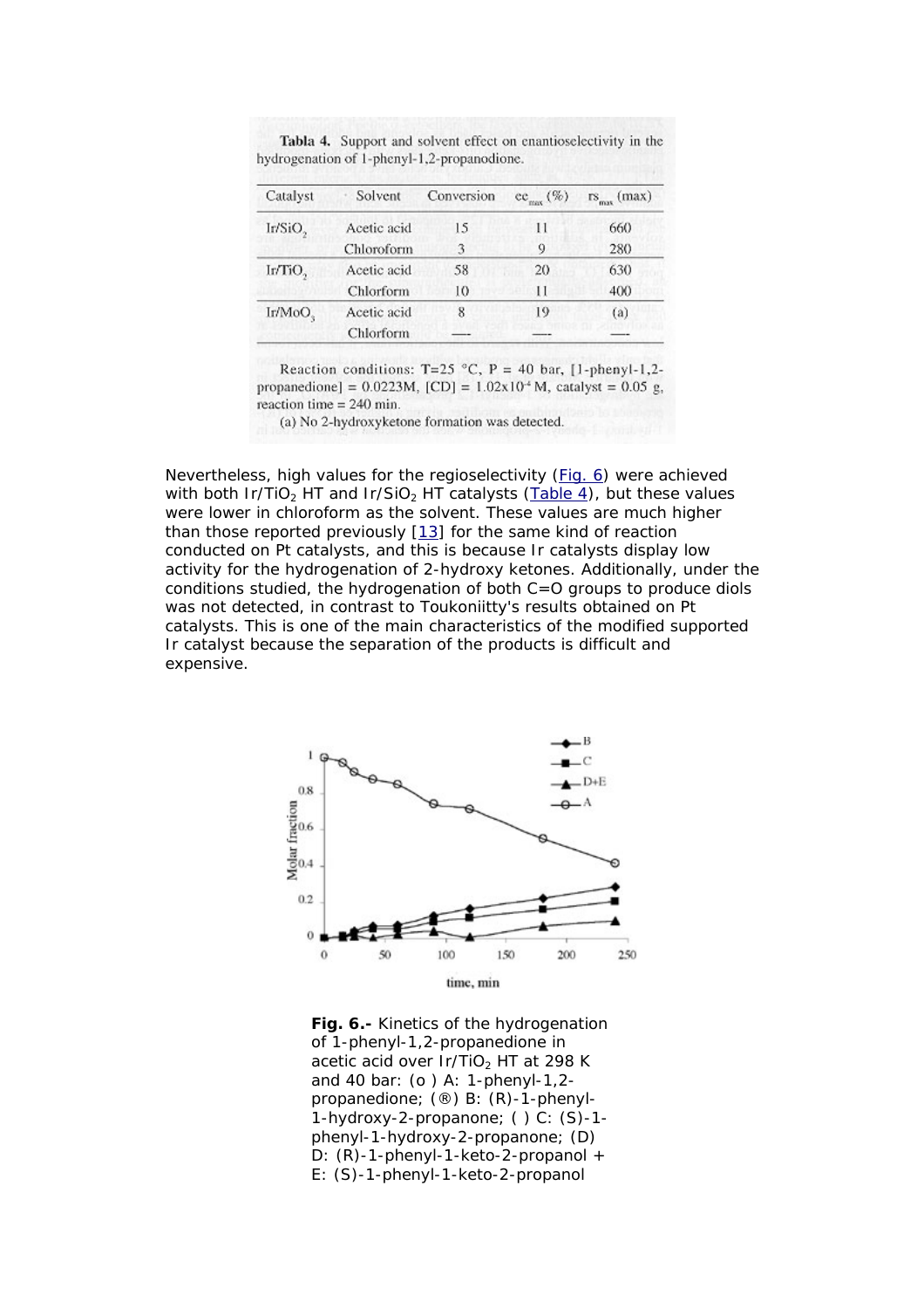**Tabla 4.** Support and solvent effect on enantioselectivity in the hydrogenation of 1-phenyl-1,2-propanodione.

| Catalyst | Solvent | Conversion | $ee_{max}$ (%) | $rs_{max}$ (max) |
|---|---|---|---|---|
| $Ir/SiO_2$ | Acetic acid | 15 | 11 | 660 |
| | Chloroform | 3 | 9 | 280 |
| $Ir/TiO_2$ | Acetic acid | 58 | 20 | 630 |
| | Chlorform | 10 | 11 | 400 |
| $Ir/MoO_3$ | Acetic acid | 8 | 19 | (a) |
| | Chlorform | ---- | ---- | ---- |

Reaction conditions: T=25 °C, P = 40 bar, [1-phenyl-1,2-propanedione] = 0.0223M, [CD] = $1.02 \times 10^{-4}$ M, catalyst = 0.05 g, reaction time = 240 min.

(a) No 2-hydroxyketone formation was detected.

Nevertheless, high values for the regioselectivity (Fig. 6) were achieved with both $Ir/TiO_2$ HT and $Ir/SiO_2$ HT catalysts (Table 4), but these values were lower in chloroform as the solvent. These values are much higher than those reported previously [13] for the same kind of reaction conducted on Pt catalysts, and this is because Ir catalysts display low activity for the hydrogenation of 2-hydroxy ketones. Additionally, under the conditions studied, the hydrogenation of both C=O groups to produce diols was not detected, in contrast to Toukoniitty's results obtained on Pt catalysts. This is one of the main characteristics of the modified supported Ir catalyst because the separation of the products is difficult and expensive.

**Fig. 6.-** Kinetics of the hydrogenation of 1-phenyl-1,2-propanedione in acetic acid over $Ir/TiO_2$ HT at 298 K and 40 bar: (o ) A: 1-phenyl-1,2-propanedione; (®) B: (R)-1-phenyl-1-hydroxy-2-propanone; ( ) C: (S)-1-phenyl-1-hydroxy-2-propanone; (D) D: (R)-1-phenyl-1-keto-2-propanol + E: (S)-1-phenyl-1-keto-2-propanol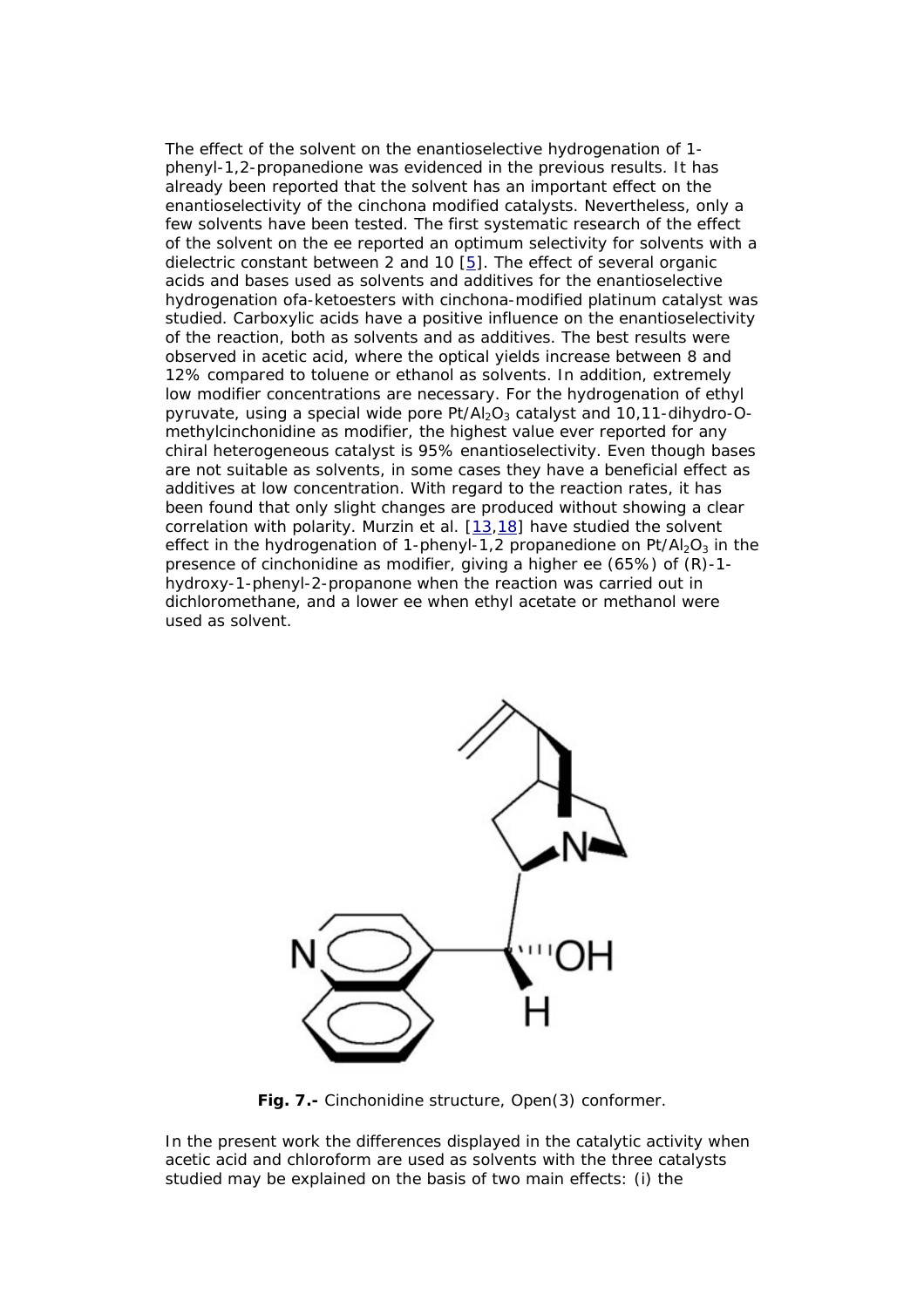The effect of the solvent on the enantioselective hydrogenation of 1-phenyl-1,2-propanedione was evidenced in the previous results. It has already been reported that the solvent has an important effect on the enantioselectivity of the cinchona modified catalysts. Nevertheless, only a few solvents have been tested. The first systematic research of the effect of the solvent on the ee reported an optimum selectivity for solvents with a dielectric constant between 2 and 10 [5]. The effect of several organic acids and bases used as solvents and additives for the enantioselective hydrogenation ofa-ketoesters with cinchona-modified platinum catalyst was studied. Carboxylic acids have a positive influence on the enantioselectivity of the reaction, both as solvents and as additives. The best results were observed in acetic acid, where the optical yields increase between 8 and 12% compared to toluene or ethanol as solvents. In addition, extremely low modifier concentrations are necessary. For the hydrogenation of ethyl pyruvate, using a special wide pore $Pt/Al_2O_3$ catalyst and 10,11-dihydro-O-methylcinchonidine as modifier, the highest value ever reported for any chiral heterogeneous catalyst is 95% enantioselectivity. Even though bases are not suitable as solvents, in some cases they have a beneficial effect as additives at low concentration. With regard to the reaction rates, it has been found that only slight changes are produced without showing a clear correlation with polarity. Murzin et al. [13,18] have studied the solvent effect in the hydrogenation of 1-phenyl-1,2 propanedione on $Pt/Al_2O_3$ in the presence of cinchonidine as modifier, giving a higher ee (65%) of (R)-1-hydroxy-1-phenyl-2-propanone when the reaction was carried out in dichloromethane, and a lower ee when ethyl acetate or methanol were used as solvent.

**Fig. 7.-** Cinchonidine structure, Open(3) conformer.

In the present work the differences displayed in the catalytic activity when acetic acid and chloroform are used as solvents with the three catalysts studied may be explained on the basis of two main effects: (i) the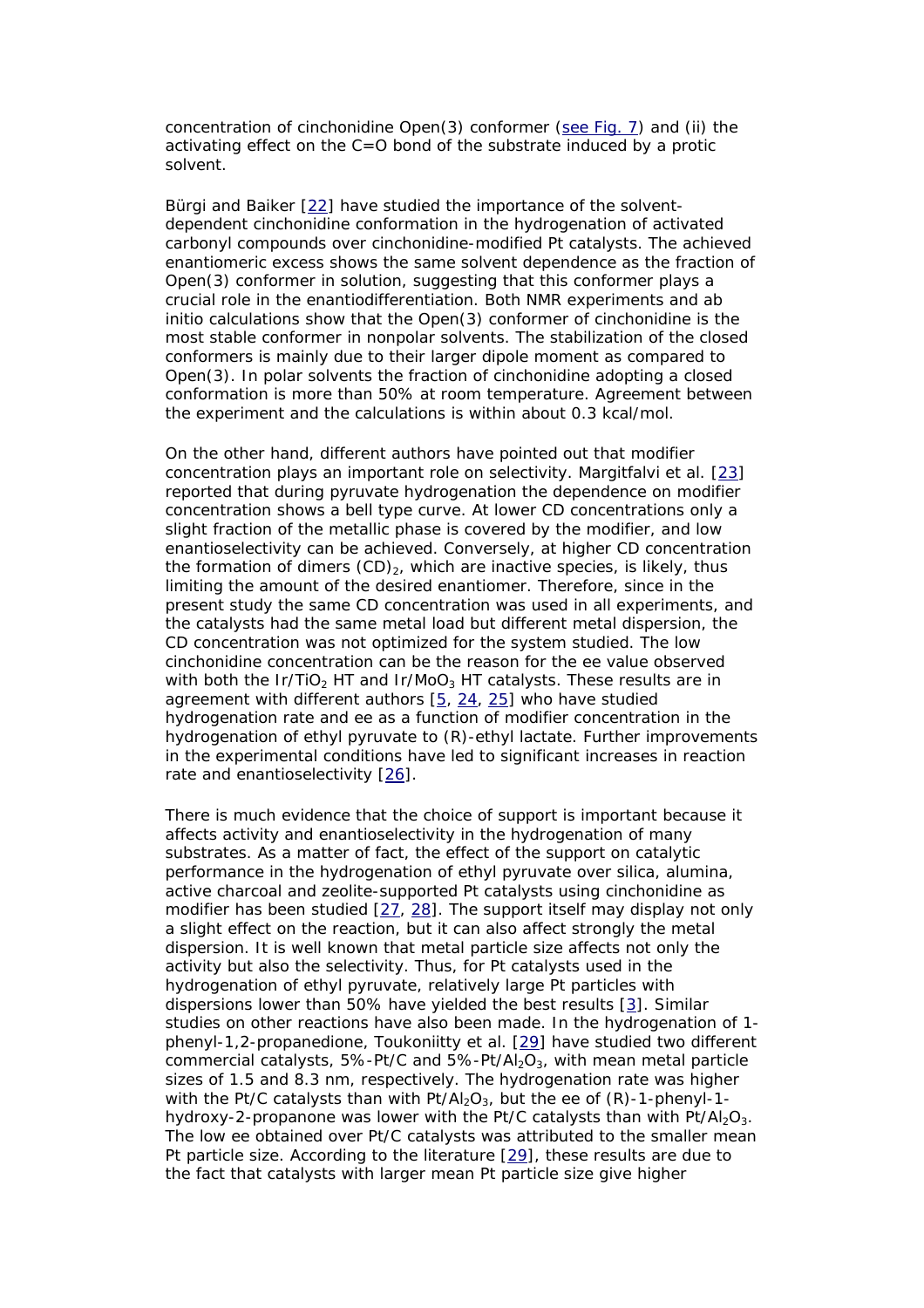concentration of cinchonidine Open(3) conformer (see Fig. 7) and (ii) the activating effect on the C=O bond of the substrate induced by a protic solvent.

Bürgi and Baiker [22] have studied the importance of the solvent-dependent cinchonidine conformation in the hydrogenation of activated carbonyl compounds over cinchonidine-modified Pt catalysts. The achieved enantiomeric excess shows the same solvent dependence as the fraction of Open(3) conformer in solution, suggesting that this conformer plays a crucial role in the enantiodifferentiation. Both NMR experiments and ab initio calculations show that the Open(3) conformer of cinchonidine is the most stable conformer in nonpolar solvents. The stabilization of the closed conformers is mainly due to their larger dipole moment as compared to Open(3). In polar solvents the fraction of cinchonidine adopting a closed conformation is more than 50% at room temperature. Agreement between the experiment and the calculations is within about 0.3 kcal/mol.

On the other hand, different authors have pointed out that modifier concentration plays an important role on selectivity. Margitfalvi et al. [23] reported that during pyruvate hydrogenation the dependence on modifier concentration shows a bell type curve. At lower CD concentrations only a slight fraction of the metallic phase is covered by the modifier, and low enantioselectivity can be achieved. Conversely, at higher CD concentration the formation of dimers $(CD)_2$, which are inactive species, is likely, thus limiting the amount of the desired enantiomer. Therefore, since in the present study the same CD concentration was used in all experiments, and the catalysts had the same metal load but different metal dispersion, the CD concentration was not optimized for the system studied. The low cinchonidine concentration can be the reason for the ee value observed with both the $Ir/TiO_2$ HT and $Ir/MoO_3$ HT catalysts. These results are in agreement with different authors [5, 24, 25] who have studied hydrogenation rate and ee as a function of modifier concentration in the hydrogenation of ethyl pyruvate to (R)-ethyl lactate. Further improvements in the experimental conditions have led to significant increases in reaction rate and enantioselectivity [26].

There is much evidence that the choice of support is important because it affects activity and enantioselectivity in the hydrogenation of many substrates. As a matter of fact, the effect of the support on catalytic performance in the hydrogenation of ethyl pyruvate over silica, alumina, active charcoal and zeolite-supported Pt catalysts using cinchonidine as modifier has been studied [27, 28]. The support itself may display not only a slight effect on the reaction, but it can also affect strongly the metal dispersion. It is well known that metal particle size affects not only the activity but also the selectivity. Thus, for Pt catalysts used in the hydrogenation of ethyl pyruvate, relatively large Pt particles with dispersions lower than 50% have yielded the best results [3]. Similar studies on other reactions have also been made. In the hydrogenation of 1-phenyl-1,2-propanedione, Toukoniitty et al. [29] have studied two different commercial catalysts, 5%-Pt/C and 5%-$Pt/Al_2O_3$, with mean metal particle sizes of 1.5 and 8.3 nm, respectively. The hydrogenation rate was higher with the Pt/C catalysts than with $Pt/Al_2O_3$, but the ee of (R)-1-phenyl-1-hydroxy-2-propanone was lower with the Pt/C catalysts than with $Pt/Al_2O_3$. The low ee obtained over Pt/C catalysts was attributed to the smaller mean Pt particle size. According to the literature [29], these results are due to the fact that catalysts with larger mean Pt particle size give higher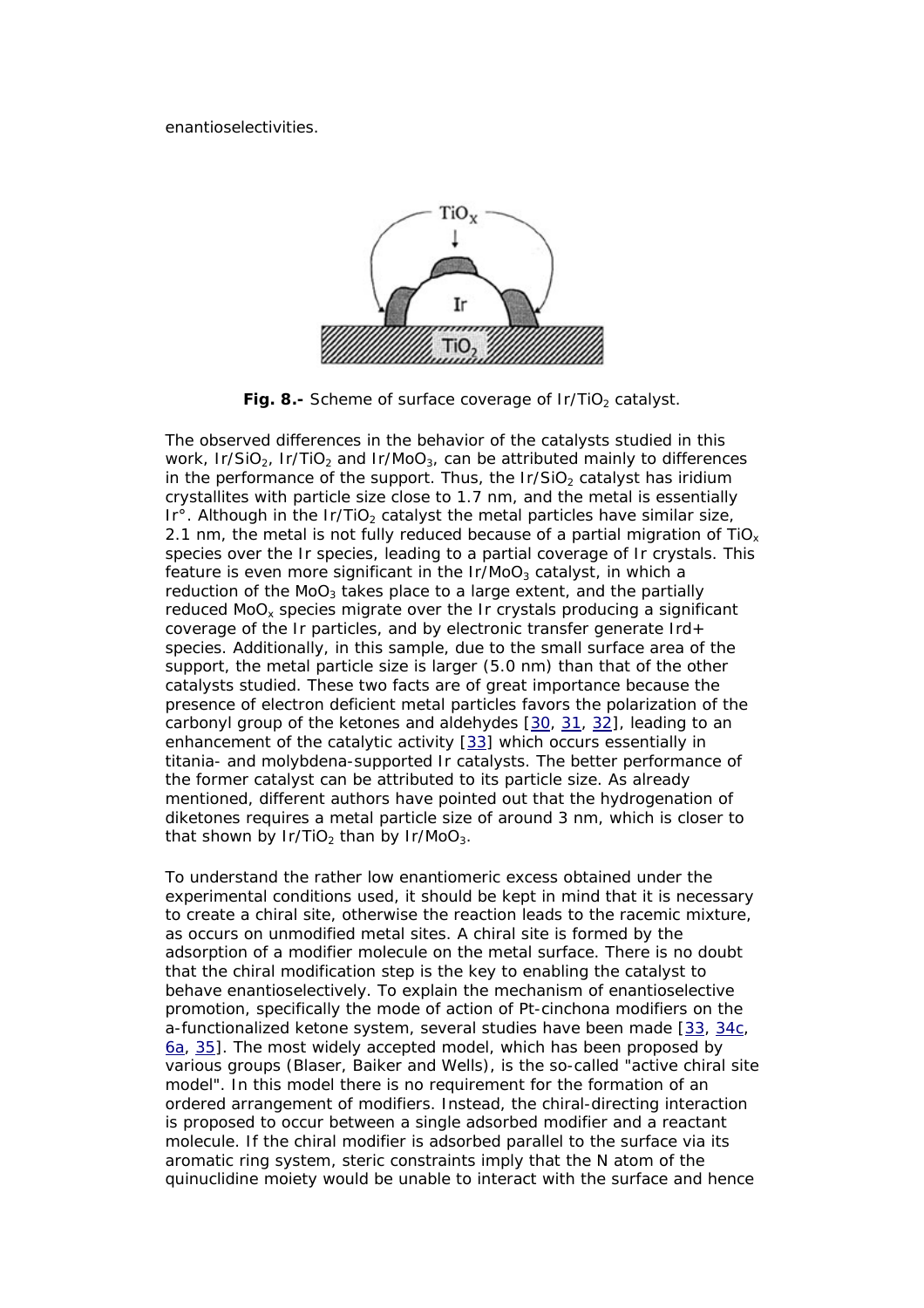enantioselectivities.

**Fig. 8.-** Scheme of surface coverage of $Ir/TiO_2$ catalyst.

The observed differences in the behavior of the catalysts studied in this work, $Ir/SiO_2$, $Ir/TiO_2$ and $Ir/MoO_3$, can be attributed mainly to differences in the performance of the support. Thus, the $Ir/SiO_2$ catalyst has iridium crystallites with particle size close to 1.7 nm, and the metal is essentially Ir°. Although in the $Ir/TiO_2$ catalyst the metal particles have similar size, 2.1 nm, the metal is not fully reduced because of a partial migration of $TiO_x$ species over the Ir species, leading to a partial coverage of Ir crystals. This feature is even more significant in the $Ir/MoO_3$ catalyst, in which a reduction of the $MoO_3$ takes place to a large extent, and the partially reduced $MoO_x$ species migrate over the Ir crystals producing a significant coverage of the Ir particles, and by electronic transfer generate Ird+ species. Additionally, in this sample, due to the small surface area of the support, the metal particle size is larger (5.0 nm) than that of the other catalysts studied. These two facts are of great importance because the presence of electron deficient metal particles favors the polarization of the carbonyl group of the ketones and aldehydes [30, 31, 32], leading to an enhancement of the catalytic activity [33] which occurs essentially in titania- and molybdena-supported Ir catalysts. The better performance of the former catalyst can be attributed to its particle size. As already mentioned, different authors have pointed out that the hydrogenation of diketones requires a metal particle size of around 3 nm, which is closer to that shown by $Ir/TiO_2$ than by $Ir/MoO_3$.

To understand the rather low enantiomeric excess obtained under the experimental conditions used, it should be kept in mind that it is necessary to create a chiral site, otherwise the reaction leads to the racemic mixture, as occurs on unmodified metal sites. A chiral site is formed by the adsorption of a modifier molecule on the metal surface. There is no doubt that the chiral modification step is the key to enabling the catalyst to behave enantioselectively. To explain the mechanism of enantioselective promotion, specifically the mode of action of Pt-cinchona modifiers on the a-functionalized ketone system, several studies have been made [33, 34c, 6a, 35]. The most widely accepted model, which has been proposed by various groups (Blaser, Baiker and Wells), is the so-called "active chiral site model". In this model there is no requirement for the formation of an ordered arrangement of modifiers. Instead, the chiral-directing interaction is proposed to occur between a single adsorbed modifier and a reactant molecule. If the chiral modifier is adsorbed parallel to the surface via its aromatic ring system, steric constraints imply that the N atom of the quinuclidine moiety would be unable to interact with the surface and hence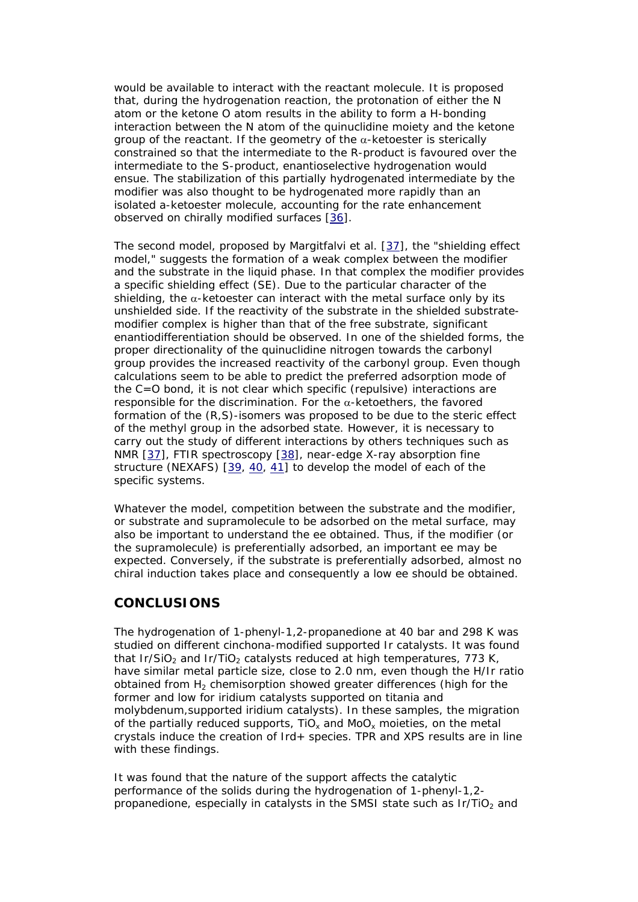would be available to interact with the reactant molecule. It is proposed that, during the hydrogenation reaction, the protonation of either the N atom or the ketone O atom results in the ability to form a H-bonding interaction between the N atom of the quinuclidine moiety and the ketone group of the reactant. If the geometry of the α-ketoester is sterically constrained so that the intermediate to the R-product is favoured over the intermediate to the S-product, enantioselective hydrogenation would ensue. The stabilization of this partially hydrogenated intermediate by the modifier was also thought to be hydrogenated more rapidly than an isolated a-ketoester molecule, accounting for the rate enhancement observed on chirally modified surfaces [36].

The second model, proposed by Margitfalvi et al. [37], the "shielding effect model," suggests the formation of a weak complex between the modifier and the substrate in the liquid phase. In that complex the modifier provides a specific shielding effect (SE). Due to the particular character of the shielding, the α-ketoester can interact with the metal surface only by its unshielded side. If the reactivity of the substrate in the shielded substrate-modifier complex is higher than that of the free substrate, significant enantiodifferentiation should be observed. In one of the shielded forms, the proper directionality of the quinuclidine nitrogen towards the carbonyl group provides the increased reactivity of the carbonyl group. Even though calculations seem to be able to predict the preferred adsorption mode of the C=O bond, it is not clear which specific (repulsive) interactions are responsible for the discrimination. For the α-ketoethers, the favored formation of the (R,S)-isomers was proposed to be due to the steric effect of the methyl group in the adsorbed state. However, it is necessary to carry out the study of different interactions by others techniques such as NMR [37], FTIR spectroscopy [38], near-edge X-ray absorption fine structure (NEXAFS) [39, 40, 41] to develop the model of each of the specific systems.

Whatever the model, competition between the substrate and the modifier, or substrate and supramolecule to be adsorbed on the metal surface, may also be important to understand the ee obtained. Thus, if the modifier (or the supramolecule) is preferentially adsorbed, an important ee may be expected. Conversely, if the substrate is preferentially adsorbed, almost no chiral induction takes place and consequently a low ee should be obtained.

## CONCLUSIONS

The hydrogenation of 1-phenyl-1,2-propanedione at 40 bar and 298 K was studied on different cinchona-modified supported Ir catalysts. It was found that $Ir/SiO_2$ and $Ir/TiO_2$ catalysts reduced at high temperatures, 773 K, have similar metal particle size, close to 2.0 nm, even though the H/Ir ratio obtained from $H_2$ chemisorption showed greater differences (high for the former and low for iridium catalysts supported on titania and molybdenum,supported iridium catalysts). In these samples, the migration of the partially reduced supports, $TiO_x$ and $MoO_x$ moieties, on the metal crystals induce the creation of Ird+ species. TPR and XPS results are in line with these findings.

It was found that the nature of the support affects the catalytic performance of the solids during the hydrogenation of 1-phenyl-1,2-propanedione, especially in catalysts in the SMSI state such as $Ir/TiO_2$ and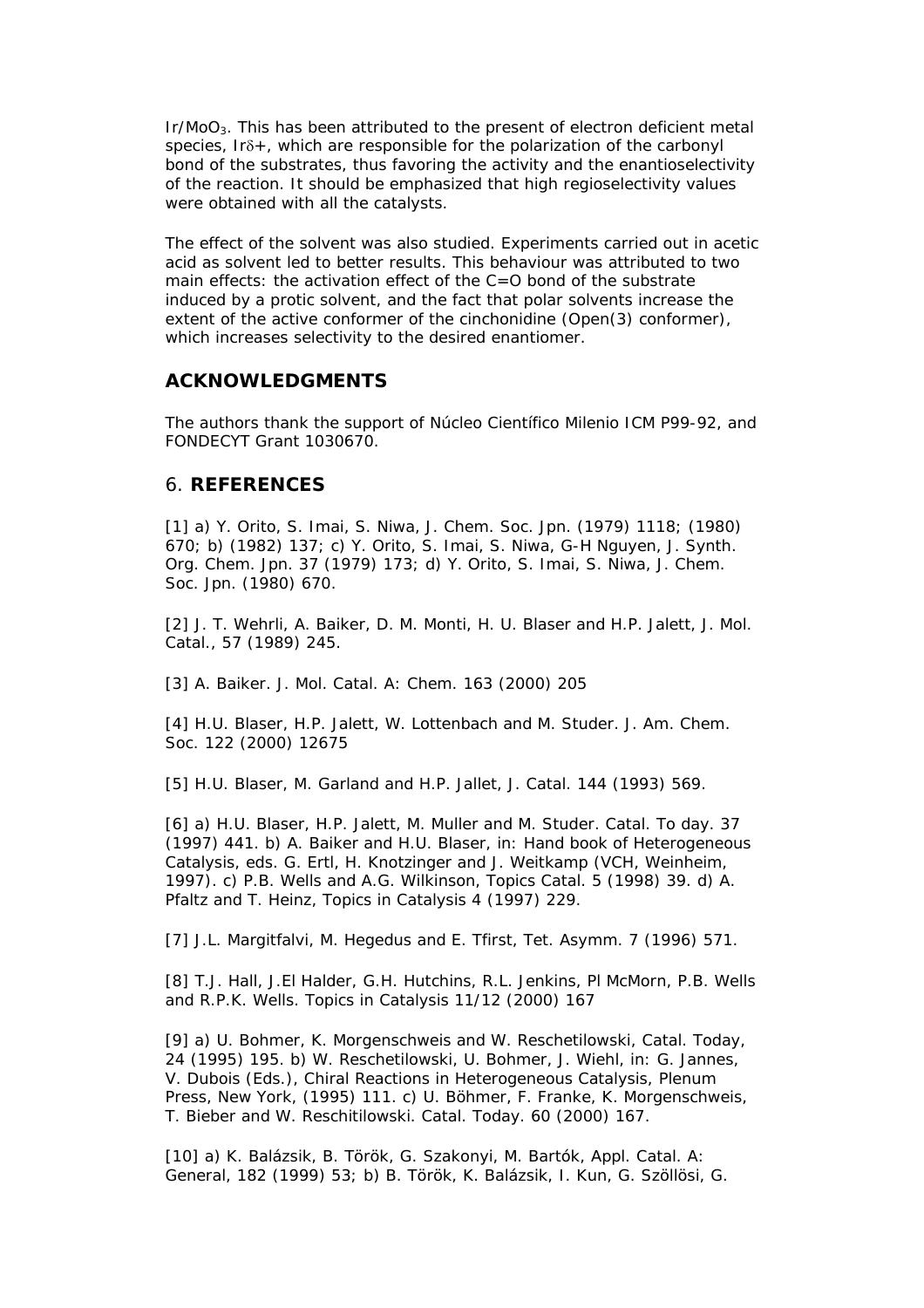$Ir/MoO_3$. This has been attributed to the present of electron deficient metal species, $Ir^{\delta+}$, which are responsible for the polarization of the carbonyl bond of the substrates, thus favoring the activity and the enantioselectivity of the reaction. It should be emphasized that high regioselectivity values were obtained with all the catalysts.

The effect of the solvent was also studied. Experiments carried out in acetic acid as solvent led to better results. This behaviour was attributed to two main effects: the activation effect of the C=O bond of the substrate induced by a protic solvent, and the fact that polar solvents increase the extent of the active conformer of the cinchonidine (Open(3) conformer), which increases selectivity to the desired enantiomer.

## ACKNOWLEDGMENTS

The authors thank the support of Núcleo Científico Milenio ICM P99-92, and FONDECYT Grant 1030670.

## 6. REFERENCES

[1] a) Y. Orito, S. Imai, S. Niwa, J. Chem. Soc. Jpn. (1979) 1118; (1980) 670; b) (1982) 137; c) Y. Orito, S. Imai, S. Niwa, G-H Nguyen, J. Synth. Org. Chem. Jpn. 37 (1979) 173; d) Y. Orito, S. Imai, S. Niwa, J. Chem. Soc. Jpn. (1980) 670.

[2] J. T. Wehrli, A. Baiker, D. M. Monti, H. U. Blaser and H.P. Jalett, J. Mol. Catal., 57 (1989) 245.

[3] A. Baiker. J. Mol. Catal. A: Chem. 163 (2000) 205

[4] H.U. Blaser, H.P. Jalett, W. Lottenbach and M. Studer. J. Am. Chem. Soc. 122 (2000) 12675

[5] H.U. Blaser, M. Garland and H.P. Jallet, J. Catal. 144 (1993) 569.

[6] a) H.U. Blaser, H.P. Jalett, M. Muller and M. Studer. Catal. To day. 37 (1997) 441. b) A. Baiker and H.U. Blaser, in: Hand book of Heterogeneous Catalysis, eds. G. Ertl, H. Knotzinger and J. Weitkamp (VCH, Weinheim, 1997). c) P.B. Wells and A.G. Wilkinson, Topics Catal. 5 (1998) 39. d) A. Pfaltz and T. Heinz, Topics in Catalysis 4 (1997) 229.

[7] J.L. Margitfalvi, M. Hegedus and E. Tfirst, Tet. Asymm. 7 (1996) 571.

[8] T.J. Hall, J.El Halder, G.H. Hutchins, R.L. Jenkins, Pl McMorn, P.B. Wells and R.P.K. Wells. Topics in Catalysis 11/12 (2000) 167

[9] a) U. Bohmer, K. Morgenschweis and W. Reschetilowski, Catal. Today, 24 (1995) 195. b) W. Reschetilowski, U. Bohmer, J. Wiehl, in: G. Jannes, V. Dubois (Eds.), Chiral Reactions in Heterogeneous Catalysis, Plenum Press, New York, (1995) 111. c) U. Böhmer, F. Franke, K. Morgenschweis, T. Bieber and W. Reschitilowski. Catal. Today. 60 (2000) 167.

[10] a) K. Balázsik, B. Török, G. Szakonyi, M. Bartók, Appl. Catal. A: General, 182 (1999) 53; b) B. Török, K. Balázsik, I. Kun, G. Szöllösi, G.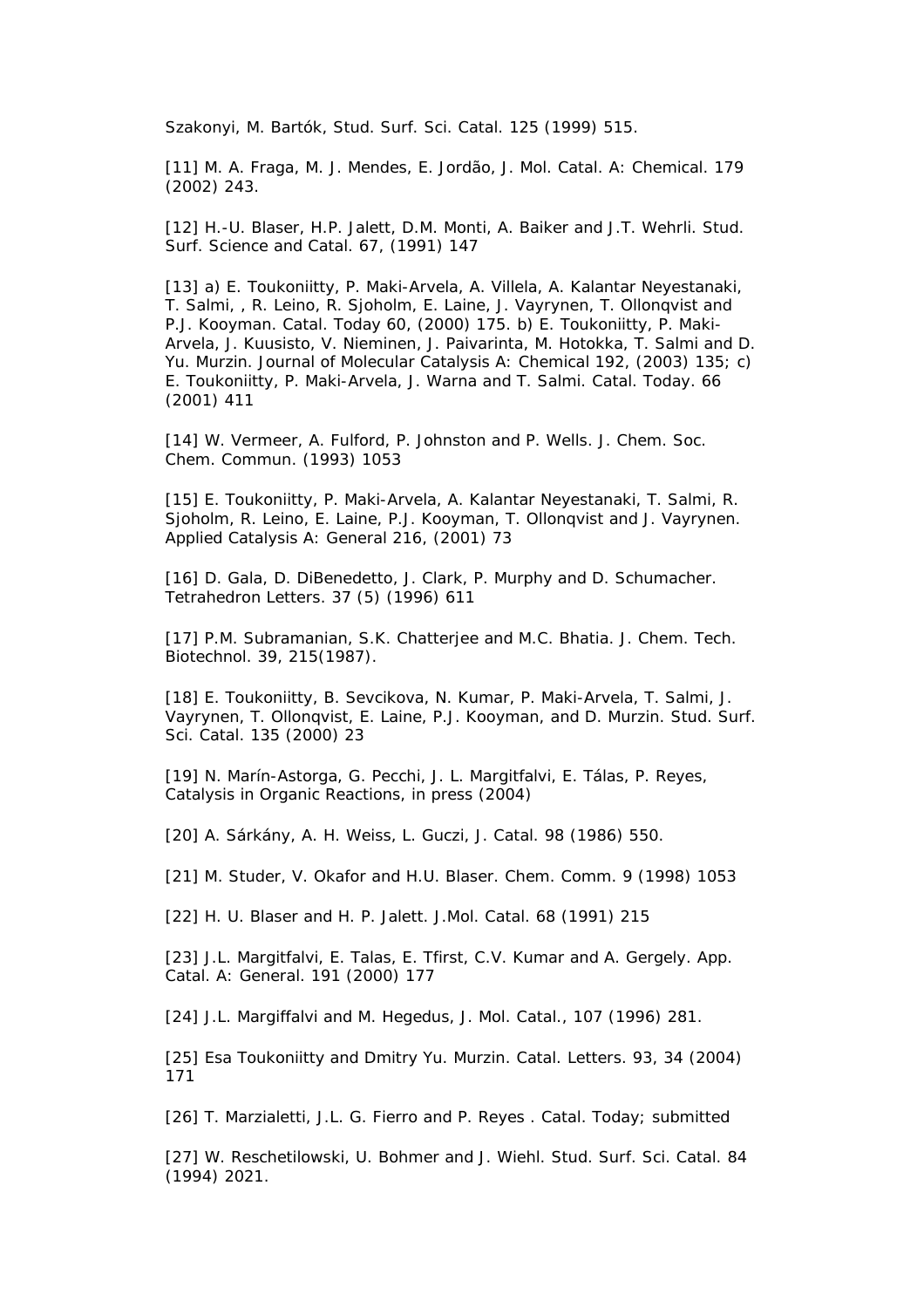Szakonyi, M. Bartók, Stud. Surf. Sci. Catal. 125 (1999) 515.

[11] M. A. Fraga, M. J. Mendes, E. Jordão, J. Mol. Catal. A: Chemical. 179 (2002) 243.

[12] H.-U. Blaser, H.P. Jalett, D.M. Monti, A. Baiker and J.T. Wehrli. Stud. Surf. Science and Catal. 67, (1991) 147

[13] a) E. Toukoniitty, P. Maki-Arvela, A. Villela, A. Kalantar Neyestanaki, T. Salmi, , R. Leino, R. Sjoholm, E. Laine, J. Vayrynen, T. Ollonqvist and P.J. Kooyman. Catal. Today 60, (2000) 175. b) E. Toukoniitty, P. Maki-Arvela, J. Kuusisto, V. Nieminen, J. Paivarinta, M. Hotokka, T. Salmi and D. Yu. Murzin. Journal of Molecular Catalysis A: Chemical 192, (2003) 135; c) E. Toukoniitty, P. Maki-Arvela, J. Warna and T. Salmi. Catal. Today. 66 (2001) 411

[14] W. Vermeer, A. Fulford, P. Johnston and P. Wells. J. Chem. Soc. Chem. Commun. (1993) 1053

[15] E. Toukoniitty, P. Maki-Arvela, A. Kalantar Neyestanaki, T. Salmi, R. Sjoholm, R. Leino, E. Laine, P.J. Kooyman, T. Ollonqvist and J. Vayrynen. Applied Catalysis A: General 216, (2001) 73

[16] D. Gala, D. DiBenedetto, J. Clark, P. Murphy and D. Schumacher. Tetrahedron Letters. 37 (5) (1996) 611

[17] P.M. Subramanian, S.K. Chatterjee and M.C. Bhatia. J. Chem. Tech. Biotechnol. 39, 215(1987).

[18] E. Toukoniitty, B. Sevcikova, N. Kumar, P. Maki-Arvela, T. Salmi, J. Vayrynen, T. Ollonqvist, E. Laine, P.J. Kooyman, and D. Murzin. Stud. Surf. Sci. Catal. 135 (2000) 23

[19] N. Marín-Astorga, G. Pecchi, J. L. Margitfalvi, E. Tálas, P. Reyes, Catalysis in Organic Reactions, in press (2004)

[20] A. Sárkány, A. H. Weiss, L. Guczi, J. Catal. 98 (1986) 550.

[21] M. Studer, V. Okafor and H.U. Blaser. Chem. Comm. 9 (1998) 1053

[22] H. U. Blaser and H. P. Jalett. J.Mol. Catal. 68 (1991) 215

[23] J.L. Margitfalvi, E. Talas, E. Tfirst, C.V. Kumar and A. Gergely. App. Catal. A: General. 191 (2000) 177

[24] J.L. Margiffalvi and M. Hegedus, J. Mol. Catal., 107 (1996) 281.

[25] Esa Toukoniitty and Dmitry Yu. Murzin. Catal. Letters. 93, 34 (2004) 171

[26] T. Marzialetti, J.L. G. Fierro and P. Reyes . Catal. Today; submitted

[27] W. Reschetilowski, U. Bohmer and J. Wiehl. Stud. Surf. Sci. Catal. 84 (1994) 2021.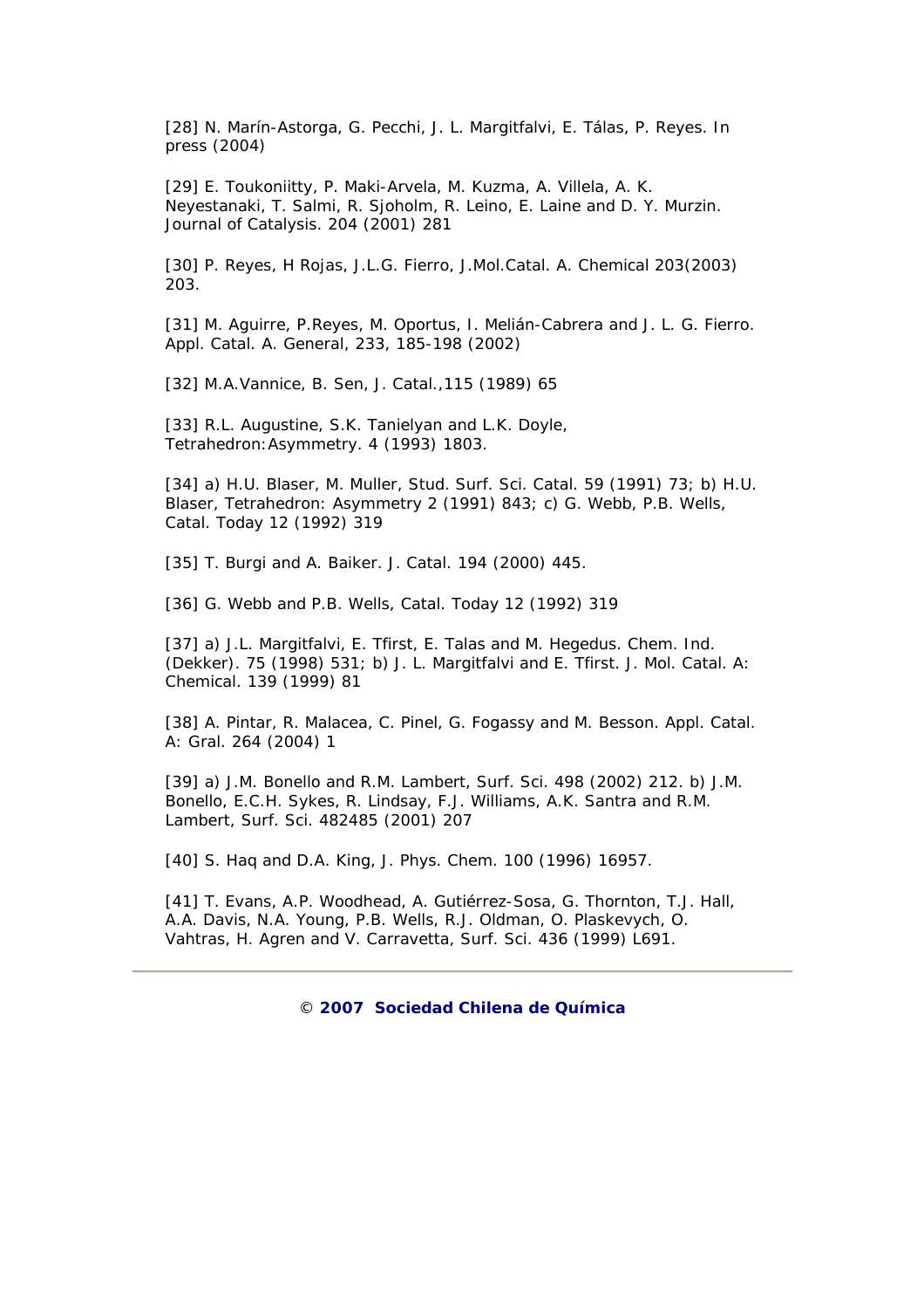[28] N. Marín-Astorga, G. Pecchi, J. L. Margitfalvi, E. Tálas, P. Reyes. In press (2004)

[29] E. Toukoniitty, P. Maki-Arvela, M. Kuzma, A. Villela, A. K. Neyestanaki, T. Salmi, R. Sjoholm, R. Leino, E. Laine and D. Y. Murzin. Journal of Catalysis. 204 (2001) 281

[30] P. Reyes, H Rojas, J.L.G. Fierro, J.Mol.Catal. A. Chemical 203(2003) 203.

[31] M. Aguirre, P.Reyes, M. Oportus, I. Melián-Cabrera and J. L. G. Fierro. Appl. Catal. A. General, 233, 185-198 (2002)

[32] M.A.Vannice, B. Sen, J. Catal.,115 (1989) 65

[33] R.L. Augustine, S.K. Tanielyan and L.K. Doyle, Tetrahedron:Asymmetry. 4 (1993) 1803.

[34] a) H.U. Blaser, M. Muller, Stud. Surf. Sci. Catal. 59 (1991) 73; b) H.U. Blaser, Tetrahedron: Asymmetry 2 (1991) 843; c) G. Webb, P.B. Wells, Catal. Today 12 (1992) 319

[35] T. Burgi and A. Baiker. J. Catal. 194 (2000) 445.

[36] G. Webb and P.B. Wells, Catal. Today 12 (1992) 319

[37] a) J.L. Margitfalvi, E. Tfirst, E. Talas and M. Hegedus. Chem. Ind. (Dekker). 75 (1998) 531; b) J. L. Margitfalvi and E. Tfirst. J. Mol. Catal. A: Chemical. 139 (1999) 81

[38] A. Pintar, R. Malacea, C. Pinel, G. Fogassy and M. Besson. Appl. Catal. A: Gral. 264 (2004) 1

[39] a) J.M. Bonello and R.M. Lambert, Surf. Sci. 498 (2002) 212. b) J.M. Bonello, E.C.H. Sykes, R. Lindsay, F.J. Williams, A.K. Santra and R.M. Lambert, Surf. Sci. 482485 (2001) 207

[40] S. Haq and D.A. King, J. Phys. Chem. 100 (1996) 16957.

[41] T. Evans, A.P. Woodhead, A. Gutiérrez-Sosa, G. Thornton, T.J. Hall, A.A. Davis, N.A. Young, P.B. Wells, R.J. Oldman, O. Plaskevych, O. Vahtras, H. Agren and V. Carravetta, Surf. Sci. 436 (1999) L691.

---

© **2007 Sociedad Chilena de Química**